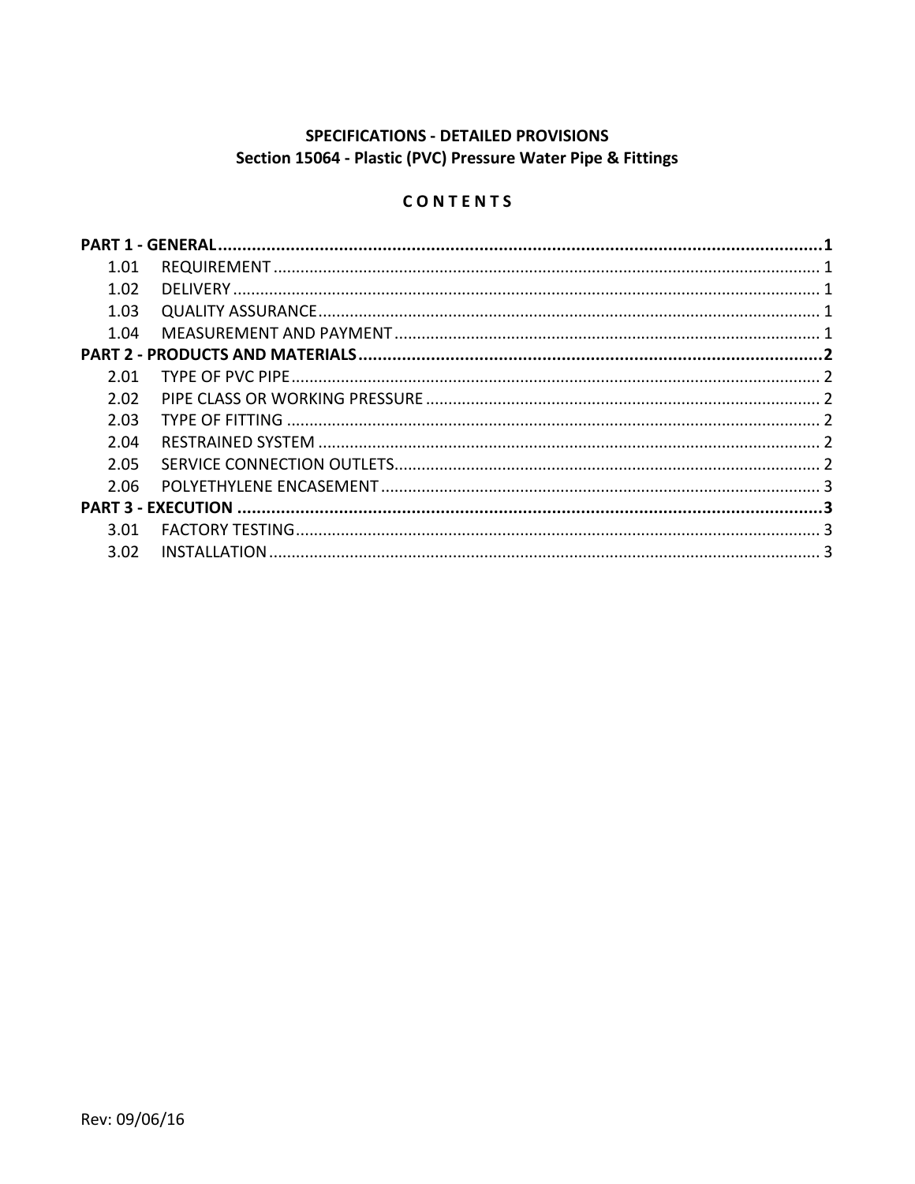**SPECIFICATIONS - DETAILED PROVISIONS**
**Section 15064 - Plastic (PVC) Pressure Water Pipe & Fittings**

**C O N T E N T S**

| | | |
|---|---|---|
| **PART 1 - GENERAL** | | **1** |
| 1.01 | REQUIREMENT | 1 |
| 1.02 | DELIVERY | 1 |
| 1.03 | QUALITY ASSURANCE | 1 |
| 1.04 | MEASUREMENT AND PAYMENT | 1 |
| **PART 2 - PRODUCTS AND MATERIALS** | | **2** |
| 2.01 | TYPE OF PVC PIPE | 2 |
| 2.02 | PIPE CLASS OR WORKING PRESSURE | 2 |
| 2.03 | TYPE OF FITTING | 2 |
| 2.04 | RESTRAINED SYSTEM | 2 |
| 2.05 | SERVICE CONNECTION OUTLETS | 2 |
| 2.06 | POLYETHYLENE ENCASEMENT | 3 |
| **PART 3 - EXECUTION** | | **3** |
| 3.01 | FACTORY TESTING | 3 |
| 3.02 | INSTALLATION | 3 |

Rev: 09/06/16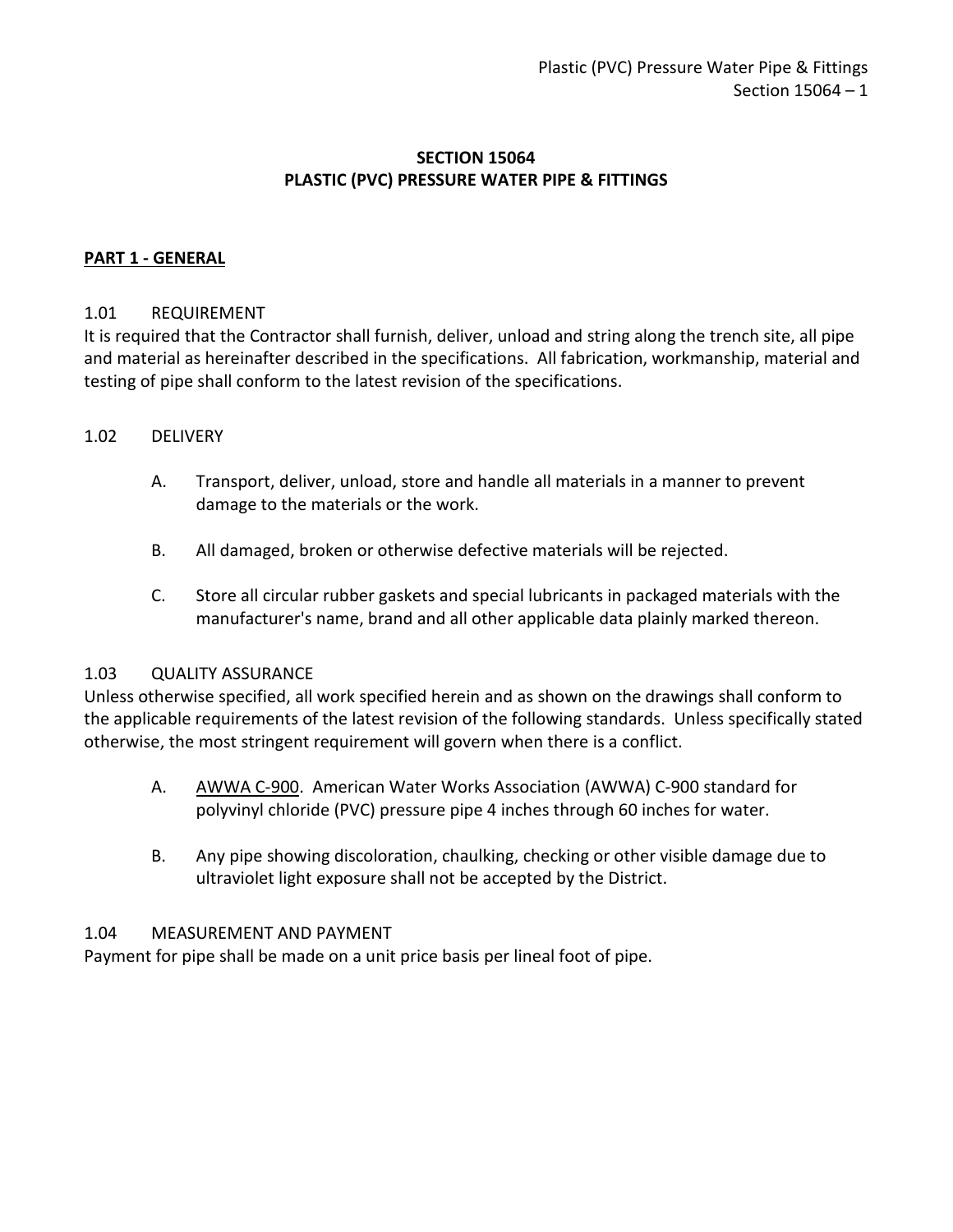# SECTION 15064
# PLASTIC (PVC) PRESSURE WATER PIPE & FITTINGS

## PART 1 - GENERAL

### 1.01 REQUIREMENT

It is required that the Contractor shall furnish, deliver, unload and string along the trench site, all pipe and material as hereinafter described in the specifications. All fabrication, workmanship, material and testing of pipe shall conform to the latest revision of the specifications.

### 1.02 DELIVERY

A. Transport, deliver, unload, store and handle all materials in a manner to prevent damage to the materials or the work.

B. All damaged, broken or otherwise defective materials will be rejected.

C. Store all circular rubber gaskets and special lubricants in packaged materials with the manufacturer's name, brand and all other applicable data plainly marked thereon.

### 1.03 QUALITY ASSURANCE

Unless otherwise specified, all work specified herein and as shown on the drawings shall conform to the applicable requirements of the latest revision of the following standards. Unless specifically stated otherwise, the most stringent requirement will govern when there is a conflict.

A. AWWA C-900. American Water Works Association (AWWA) C-900 standard for polyvinyl chloride (PVC) pressure pipe 4 inches through 60 inches for water.

B. Any pipe showing discoloration, chaulking, checking or other visible damage due to ultraviolet light exposure shall not be accepted by the District.

### 1.04 MEASUREMENT AND PAYMENT

Payment for pipe shall be made on a unit price basis per lineal foot of pipe.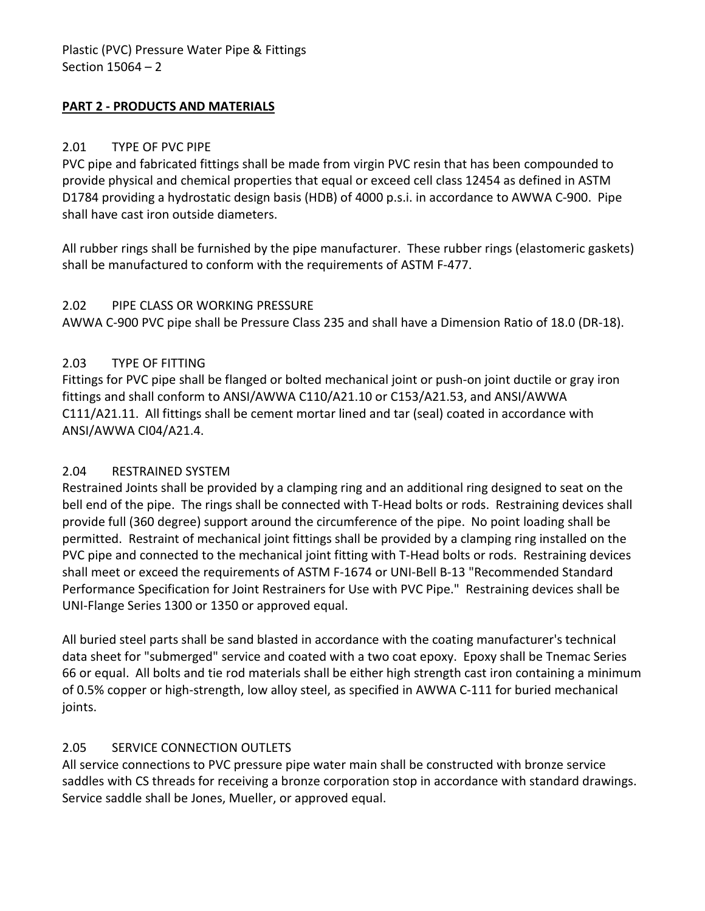## PART 2 - PRODUCTS AND MATERIALS

### 2.01 TYPE OF PVC PIPE

PVC pipe and fabricated fittings shall be made from virgin PVC resin that has been compounded to provide physical and chemical properties that equal or exceed cell class 12454 as defined in ASTM D1784 providing a hydrostatic design basis (HDB) of 4000 p.s.i. in accordance to AWWA C-900. Pipe shall have cast iron outside diameters.

All rubber rings shall be furnished by the pipe manufacturer. These rubber rings (elastomeric gaskets) shall be manufactured to conform with the requirements of ASTM F-477.

### 2.02 PIPE CLASS OR WORKING PRESSURE

AWWA C-900 PVC pipe shall be Pressure Class 235 and shall have a Dimension Ratio of 18.0 (DR-18).

### 2.03 TYPE OF FITTING

Fittings for PVC pipe shall be flanged or bolted mechanical joint or push-on joint ductile or gray iron fittings and shall conform to ANSI/AWWA C110/A21.10 or C153/A21.53, and ANSI/AWWA C111/A21.11. All fittings shall be cement mortar lined and tar (seal) coated in accordance with ANSI/AWWA CI04/A21.4.

### 2.04 RESTRAINED SYSTEM

Restrained Joints shall be provided by a clamping ring and an additional ring designed to seat on the bell end of the pipe. The rings shall be connected with T-Head bolts or rods. Restraining devices shall provide full (360 degree) support around the circumference of the pipe. No point loading shall be permitted. Restraint of mechanical joint fittings shall be provided by a clamping ring installed on the PVC pipe and connected to the mechanical joint fitting with T-Head bolts or rods. Restraining devices shall meet or exceed the requirements of ASTM F-1674 or UNI-Bell B-13 "Recommended Standard Performance Specification for Joint Restrainers for Use with PVC Pipe." Restraining devices shall be UNI-Flange Series 1300 or 1350 or approved equal.

All buried steel parts shall be sand blasted in accordance with the coating manufacturer's technical data sheet for "submerged" service and coated with a two coat epoxy. Epoxy shall be Tnemac Series 66 or equal. All bolts and tie rod materials shall be either high strength cast iron containing a minimum of 0.5% copper or high-strength, low alloy steel, as specified in AWWA C-111 for buried mechanical joints.

### 2.05 SERVICE CONNECTION OUTLETS

All service connections to PVC pressure pipe water main shall be constructed with bronze service saddles with CS threads for receiving a bronze corporation stop in accordance with standard drawings. Service saddle shall be Jones, Mueller, or approved equal.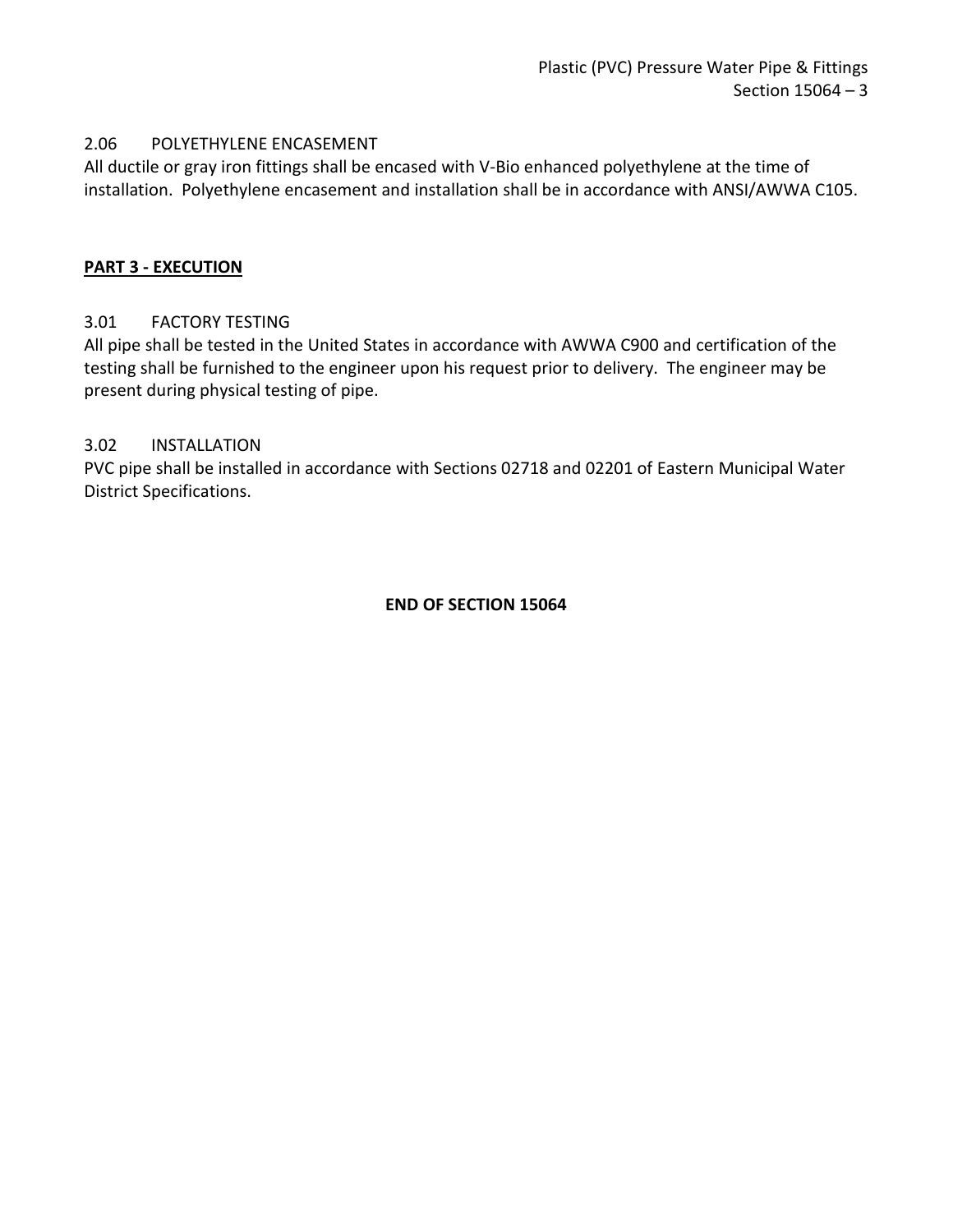### 2.06 POLYETHYLENE ENCASEMENT

All ductile or gray iron fittings shall be encased with V-Bio enhanced polyethylene at the time of installation. Polyethylene encasement and installation shall be in accordance with ANSI/AWWA C105.

## PART 3 - EXECUTION

### 3.01 FACTORY TESTING

All pipe shall be tested in the United States in accordance with AWWA C900 and certification of the testing shall be furnished to the engineer upon his request prior to delivery. The engineer may be present during physical testing of pipe.

### 3.02 INSTALLATION

PVC pipe shall be installed in accordance with Sections 02718 and 02201 of Eastern Municipal Water District Specifications.

**END OF SECTION 15064**